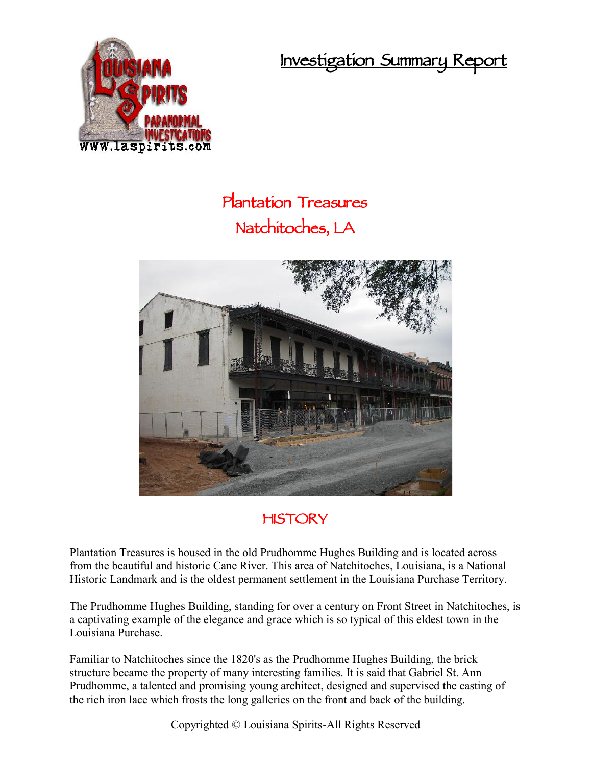# Investigation Summary Report

## Plantation Treasures
## Natchitoches, LA

### HISTORY

Plantation Treasures is housed in the old Prudhomme Hughes Building and is located across from the beautiful and historic Cane River. This area of Natchitoches, Louisiana, is a National Historic Landmark and is the oldest permanent settlement in the Louisiana Purchase Territory.

The Prudhomme Hughes Building, standing for over a century on Front Street in Natchitoches, is a captivating example of the elegance and grace which is so typical of this eldest town in the Louisiana Purchase.

Familiar to Natchitoches since the 1820's as the Prudhomme Hughes Building, the brick structure became the property of many interesting families. It is said that Gabriel St. Ann Prudhomme, a talented and promising young architect, designed and supervised the casting of the rich iron lace which frosts the long galleries on the front and back of the building.

Copyrighted © Louisiana Spirits-All Rights Reserved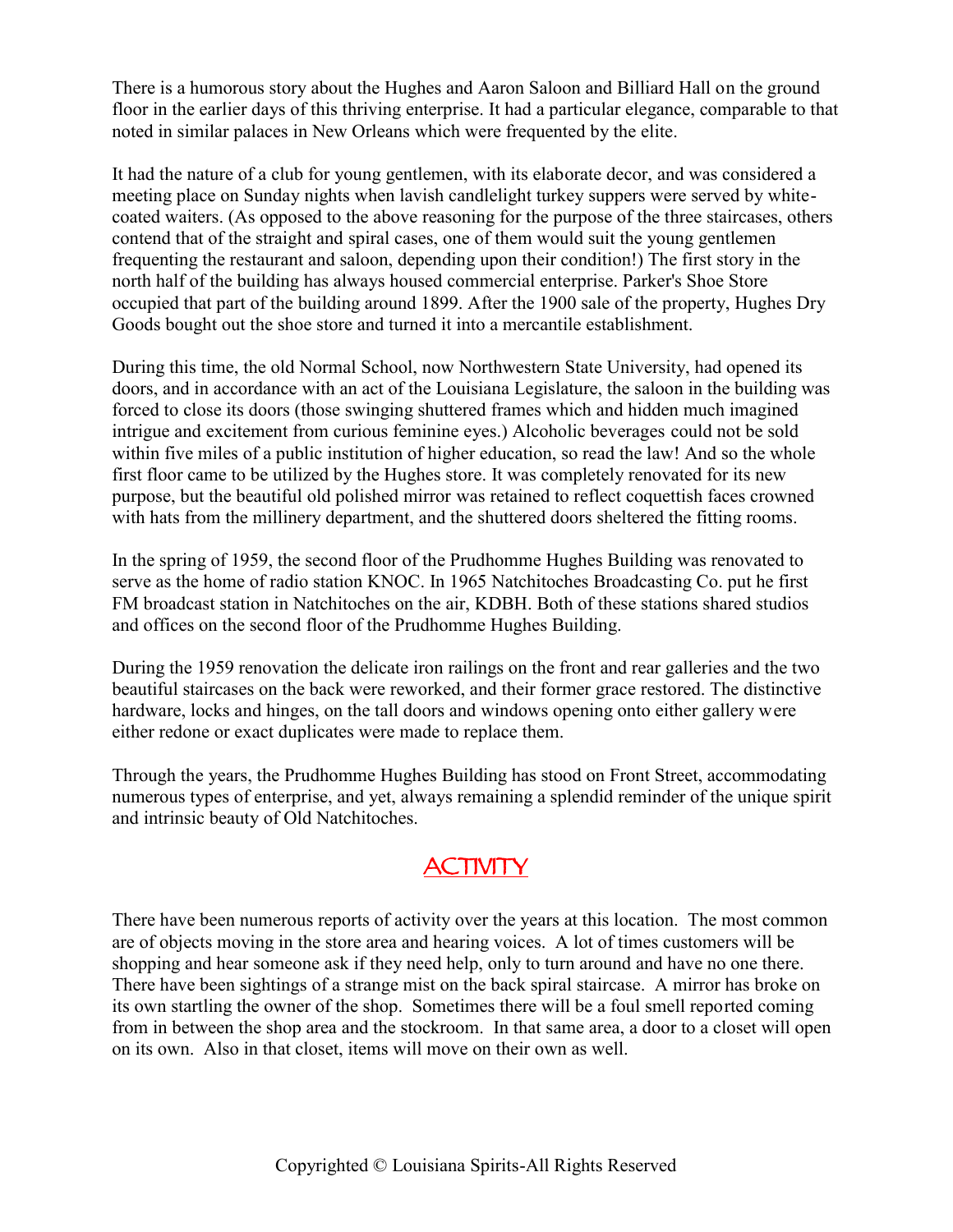There is a humorous story about the Hughes and Aaron Saloon and Billiard Hall on the ground floor in the earlier days of this thriving enterprise. It had a particular elegance, comparable to that noted in similar palaces in New Orleans which were frequented by the elite.

It had the nature of a club for young gentlemen, with its elaborate decor, and was considered a meeting place on Sunday nights when lavish candlelight turkey suppers were served by white-coated waiters. (As opposed to the above reasoning for the purpose of the three staircases, others contend that of the straight and spiral cases, one of them would suit the young gentlemen frequenting the restaurant and saloon, depending upon their condition!) The first story in the north half of the building has always housed commercial enterprise. Parker's Shoe Store occupied that part of the building around 1899. After the 1900 sale of the property, Hughes Dry Goods bought out the shoe store and turned it into a mercantile establishment.

During this time, the old Normal School, now Northwestern State University, had opened its doors, and in accordance with an act of the Louisiana Legislature, the saloon in the building was forced to close its doors (those swinging shuttered frames which and hidden much imagined intrigue and excitement from curious feminine eyes.) Alcoholic beverages could not be sold within five miles of a public institution of higher education, so read the law! And so the whole first floor came to be utilized by the Hughes store. It was completely renovated for its new purpose, but the beautiful old polished mirror was retained to reflect coquettish faces crowned with hats from the millinery department, and the shuttered doors sheltered the fitting rooms.

In the spring of 1959, the second floor of the Prudhomme Hughes Building was renovated to serve as the home of radio station KNOC. In 1965 Natchitoches Broadcasting Co. put he first FM broadcast station in Natchitoches on the air, KDBH. Both of these stations shared studios and offices on the second floor of the Prudhomme Hughes Building.

During the 1959 renovation the delicate iron railings on the front and rear galleries and the two beautiful staircases on the back were reworked, and their former grace restored. The distinctive hardware, locks and hinges, on the tall doors and windows opening onto either gallery were either redone or exact duplicates were made to replace them.

Through the years, the Prudhomme Hughes Building has stood on Front Street, accommodating numerous types of enterprise, and yet, always remaining a splendid reminder of the unique spirit and intrinsic beauty of Old Natchitoches.

## ACTIVITY

There have been numerous reports of activity over the years at this location. The most common are of objects moving in the store area and hearing voices. A lot of times customers will be shopping and hear someone ask if they need help, only to turn around and have no one there. There have been sightings of a strange mist on the back spiral staircase. A mirror has broke on its own startling the owner of the shop. Sometimes there will be a foul smell reported coming from in between the shop area and the stockroom. In that same area, a door to a closet will open on its own. Also in that closet, items will move on their own as well.

Copyrighted © Louisiana Spirits-All Rights Reserved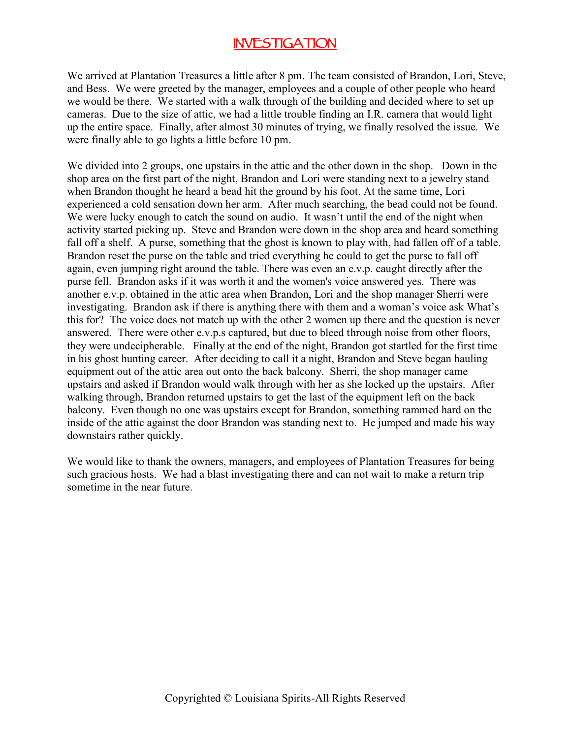# INVESTIGATION

We arrived at Plantation Treasures a little after 8 pm. The team consisted of Brandon, Lori, Steve, and Bess. We were greeted by the manager, employees and a couple of other people who heard we would be there. We started with a walk through of the building and decided where to set up cameras. Due to the size of attic, we had a little trouble finding an I.R. camera that would light up the entire space. Finally, after almost 30 minutes of trying, we finally resolved the issue. We were finally able to go lights a little before 10 pm.

We divided into 2 groups, one upstairs in the attic and the other down in the shop. Down in the shop area on the first part of the night, Brandon and Lori were standing next to a jewelry stand when Brandon thought he heard a bead hit the ground by his foot. At the same time, Lori experienced a cold sensation down her arm. After much searching, the bead could not be found. We were lucky enough to catch the sound on audio. It wasn't until the end of the night when activity started picking up. Steve and Brandon were down in the shop area and heard something fall off a shelf. A purse, something that the ghost is known to play with, had fallen off of a table. Brandon reset the purse on the table and tried everything he could to get the purse to fall off again, even jumping right around the table. There was even an e.v.p. caught directly after the purse fell. Brandon asks if it was worth it and the women's voice answered yes. There was another e.v.p. obtained in the attic area when Brandon, Lori and the shop manager Sherri were investigating. Brandon ask if there is anything there with them and a woman's voice ask What's this for? The voice does not match up with the other 2 women up there and the question is never answered. There were other e.v.p.s captured, but due to bleed through noise from other floors, they were undecipherable. Finally at the end of the night, Brandon got startled for the first time in his ghost hunting career. After deciding to call it a night, Brandon and Steve began hauling equipment out of the attic area out onto the back balcony. Sherri, the shop manager came upstairs and asked if Brandon would walk through with her as she locked up the upstairs. After walking through, Brandon returned upstairs to get the last of the equipment left on the back balcony. Even though no one was upstairs except for Brandon, something rammed hard on the inside of the attic against the door Brandon was standing next to. He jumped and made his way downstairs rather quickly.

We would like to thank the owners, managers, and employees of Plantation Treasures for being such gracious hosts. We had a blast investigating there and can not wait to make a return trip sometime in the near future.

Copyrighted © Louisiana Spirits-All Rights Reserved